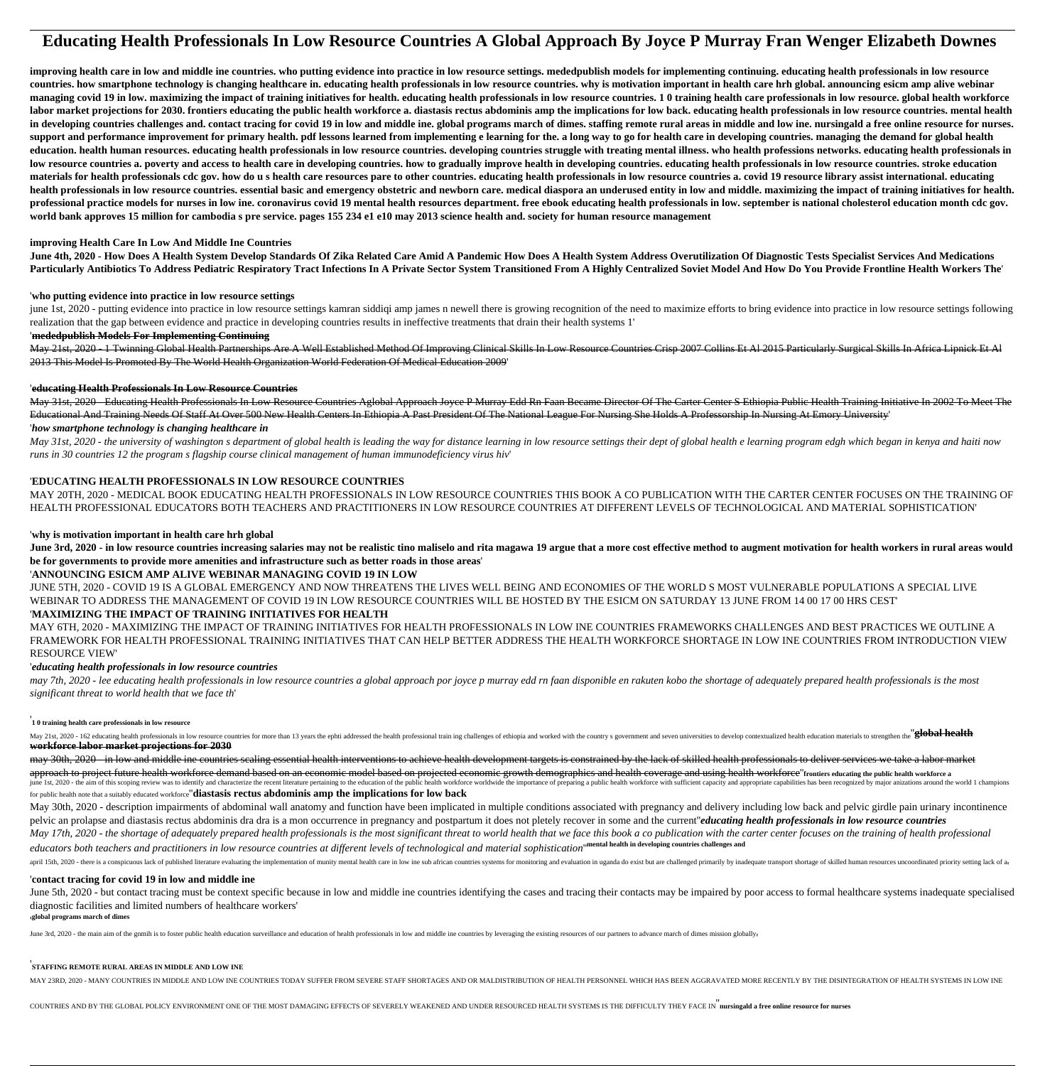# Educating Health Professionals In Low Resource Countries A Global Approach By Joyce P Murray Fran Wenger Elizabeth Downes

**improving health care in low and middle ine countries. who putting evidence into practice in low resource settings. mededpublish models for implementing continuing. educating health professionals in low resource countries. how smartphone technology is changing healthcare in. educating health professionals in low resource countries. why is motivation important in health care hrh global. announcing esicm amp alive webinar managing covid 19 in low. maximizing the impact of training initiatives for health. educating health professionals in low resource countries. 1 0 training health care professionals in low resource. global health workforce labor market projections for 2030. frontiers educating the public health workforce a. diastasis rectus abdominis amp the implications for low back. educating health professionals in low resource countries. mental health in developing countries challenges and. contact tracing for covid 19 in low and middle ine. global programs march of dimes. staffing remote rural areas in middle and low ine. nursingald a free online resource for nurses. support and performance improvement for primary health. pdf lessons learned from implementing e learning for the. a long way to go for health care in developing countries. managing the demand for global health education. health human resources. educating health professionals in low resource countries. developing countries struggle with treating mental illness. who health professions networks. educating health professionals in low resource countries a. poverty and access to health care in developing countries. how to gradually improve health in developing countries. educating health professionals in low resource countries. stroke education materials for health professionals cdc gov. how do u s health care resources pare to other countries. educating health professionals in low resource countries a. covid 19 resource library assist international. educating health professionals in low resource countries. essential basic and emergency obstetric and newborn care. medical diaspora an underused entity in low and middle. maximizing the impact of training initiatives for health. professional practice models for nurses in low ine. coronavirus covid 19 mental health resources department. free ebook educating health professionals in low. september is national cholesterol education month cdc gov. world bank approves 15 million for cambodia s pre service. pages 155 234 e1 e10 may 2013 science health and. society for human resource management**

**improving Health Care In Low And Middle Ine Countries**

**June 4th, 2020 - How Does A Health System Develop Standards Of Zika Related Care Amid A Pandemic How Does A Health System Address Overutilization Of Diagnostic Tests Specialist Services And Medications Particularly Antibiotics To Address Pediatric Respiratory Tract Infections In A Private Sector System Transitioned From A Highly Centralized Soviet Model And How Do You Provide Frontline Health Workers The**'

'**who putting evidence into practice in low resource settings**

june 1st, 2020 - putting evidence into practice in low resource settings kamran siddiqi amp james n newell there is growing recognition of the need to maximize efforts to bring evidence into practice in low resource settings following realization that the gap between evidence and practice in developing countries results in ineffective treatments that drain their health systems 1'

'**mededpublish Models For Implementing Continuing**

May 21st, 2020 - 1 Twinning Global Health Partnerships Are A Well Established Method Of Improving Clinical Skills In Low Resource Countries Crisp 2007 Collins Et Al 2015 Particularly Surgical Skills In Africa Lipnick Et Al 2013 This Model Is Promoted By The World Health Organization World Federation Of Medical Education 2009'

'**educating Health Professionals In Low Resource Countries**

May 31st, 2020 - Educating Health Professionals In Low Resource Countries Aglobal Approach Joyce P Murray Edd Rn Faan Became Director Of The Carter Center S Ethiopia Public Health Training Initiative In 2002 To Meet The Educational And Training Needs Of Staff At Over 500 New Health Centers In Ethiopia A Past President Of The National League For Nursing She Holds A Professorship In Nursing At Emory University'

'***how smartphone technology is changing healthcare in***

*May 31st, 2020 - the university of washington s department of global health is leading the way for distance learning in low resource settings their dept of global health e learning program edgh which began in kenya and haiti now runs in 30 countries 12 the program s flagship course clinical management of human immunodeficiency virus hiv*'

'**EDUCATING HEALTH PROFESSIONALS IN LOW RESOURCE COUNTRIES**

MAY 20TH, 2020 - MEDICAL BOOK EDUCATING HEALTH PROFESSIONALS IN LOW RESOURCE COUNTRIES THIS BOOK A CO PUBLICATION WITH THE CARTER CENTER FOCUSES ON THE TRAINING OF HEALTH PROFESSIONAL EDUCATORS BOTH TEACHERS AND PRACTITIONERS IN LOW RESOURCE COUNTRIES AT DIFFERENT LEVELS OF TECHNOLOGICAL AND MATERIAL SOPHISTICATION'

'**why is motivation important in health care hrh global**

**June 3rd, 2020 - in low resource countries increasing salaries may not be realistic tino maliselo and rita magawa 19 argue that a more cost effective method to augment motivation for health workers in rural areas would be for governments to provide more amenities and infrastructure such as better roads in those areas**'

'**ANNOUNCING ESICM AMP ALIVE WEBINAR MANAGING COVID 19 IN LOW**

JUNE 5TH, 2020 - COVID 19 IS A GLOBAL EMERGENCY AND NOW THREATENS THE LIVES WELL BEING AND ECONOMIES OF THE WORLD S MOST VULNERABLE POPULATIONS A SPECIAL LIVE WEBINAR TO ADDRESS THE MANAGEMENT OF COVID 19 IN LOW RESOURCE COUNTRIES WILL BE HOSTED BY THE ESICM ON SATURDAY 13 JUNE FROM 14 00 17 00 HRS CEST'

'**MAXIMIZING THE IMPACT OF TRAINING INITIATIVES FOR HEALTH**

MAY 6TH, 2020 - MAXIMIZING THE IMPACT OF TRAINING INITIATIVES FOR HEALTH PROFESSIONALS IN LOW INE COUNTRIES FRAMEWORKS CHALLENGES AND BEST PRACTICES WE OUTLINE A FRAMEWORK FOR HEALTH PROFESSIONAL TRAINING INITIATIVES THAT CAN HELP BETTER ADDRESS THE HEALTH WORKFORCE SHORTAGE IN LOW INE COUNTRIES FROM INTRODUCTION VIEW RESOURCE VIEW'

'***educating health professionals in low resource countries***

*may 7th, 2020 - lee educating health professionals in low resource countries a global approach por joyce p murray edd rn faan disponible en rakuten kobo the shortage of adequately prepared health professionals is the most significant threat to world health that we face th*'

'**1 0 training health care professionals in low resource**

May 21st, 2020 - 162 educating health professionals in low resource countries for more than 13 years the ephti addressed the health professional train ing challenges of ethiopia and worked with the country s government and seven universities to develop contextualized health education materials to strengthen the''**global health workforce labor market projections for 2030**

may 30th, 2020 - in low and middle ine countries scaling essential health interventions to achieve health development targets is constrained by the lack of skilled health professionals to deliver services we take a labor market approach to project future health workforce demand based on an economic model based on projected economic growth demographics and health coverage and using health workforce''**frontiers educating the public health workforce a**

june 1st, 2020 - the aim of this scoping review was to identify and characterize the recent literature pertaining to the education of the public health workforce worldwide the importance of preparing a public health workforce with sufficient capacity and appropriate capabilities has been recognized by major anizations around the world 1 champions for public health note that a suitably educated workforce''**diastasis rectus abdominis amp the implications for low back**

May 30th, 2020 - description impairments of abdominal wall anatomy and function have been implicated in multiple conditions associated with pregnancy and delivery including low back and pelvic girdle pain urinary incontinence pelvic an prolapse and diastasis rectus abdominis dra dra is a mon occurrence in pregnancy and postpartum it does not pletely recover in some and the current''***educating health professionals in low resource countries***

*May 17th, 2020 - the shortage of adequately prepared health professionals is the most significant threat to world health that we face this book a co publication with the carter center focuses on the training of health professional educators both teachers and practitioners in low resource countries at different levels of technological and material sophistication*''**mental health in developing countries challenges and**

april 15th, 2020 - there is a conspicuous lack of published literature evaluating the implementation of munity mental health care in low ine sub african countries systems for monitoring and evaluation in uganda do exist but are challenged primarily by inadequate transport shortage of skilled human resources uncoordinated priority setting lack of a'

'**contact tracing for covid 19 in low and middle ine**

June 5th, 2020 - but contact tracing must be context specific because in low and middle ine countries identifying the cases and tracing their contacts may be impaired by poor access to formal healthcare systems inadequate specialised diagnostic facilities and limited numbers of healthcare workers'

'**global programs march of dimes**

June 3rd, 2020 - the main aim of the gnmih is to foster public health education surveillance and education of health professionals in low and middle ine countries by leveraging the existing resources of our partners to advance march of dimes mission globally'

'**STAFFING REMOTE RURAL AREAS IN MIDDLE AND LOW INE**

MAY 23RD, 2020 - MANY COUNTRIES IN MIDDLE AND LOW INE COUNTRIES TODAY SUFFER FROM SEVERE STAFF SHORTAGES AND OR MALDISTRIBUTION OF HEALTH PERSONNEL WHICH HAS BEEN AGGRAVATED MORE RECENTLY BY THE DISINTEGRATION OF HEALTH SYSTEMS IN LOW INE COUNTRIES AND BY THE GLOBAL POLICY ENVIRONMENT ONE OF THE MOST DAMAGING EFFECTS OF SEVERELY WEAKENED AND UNDER RESOURCED HEALTH SYSTEMS IS THE DIFFICULTY THEY FACE IN''**nursingald a free online resource for nurses**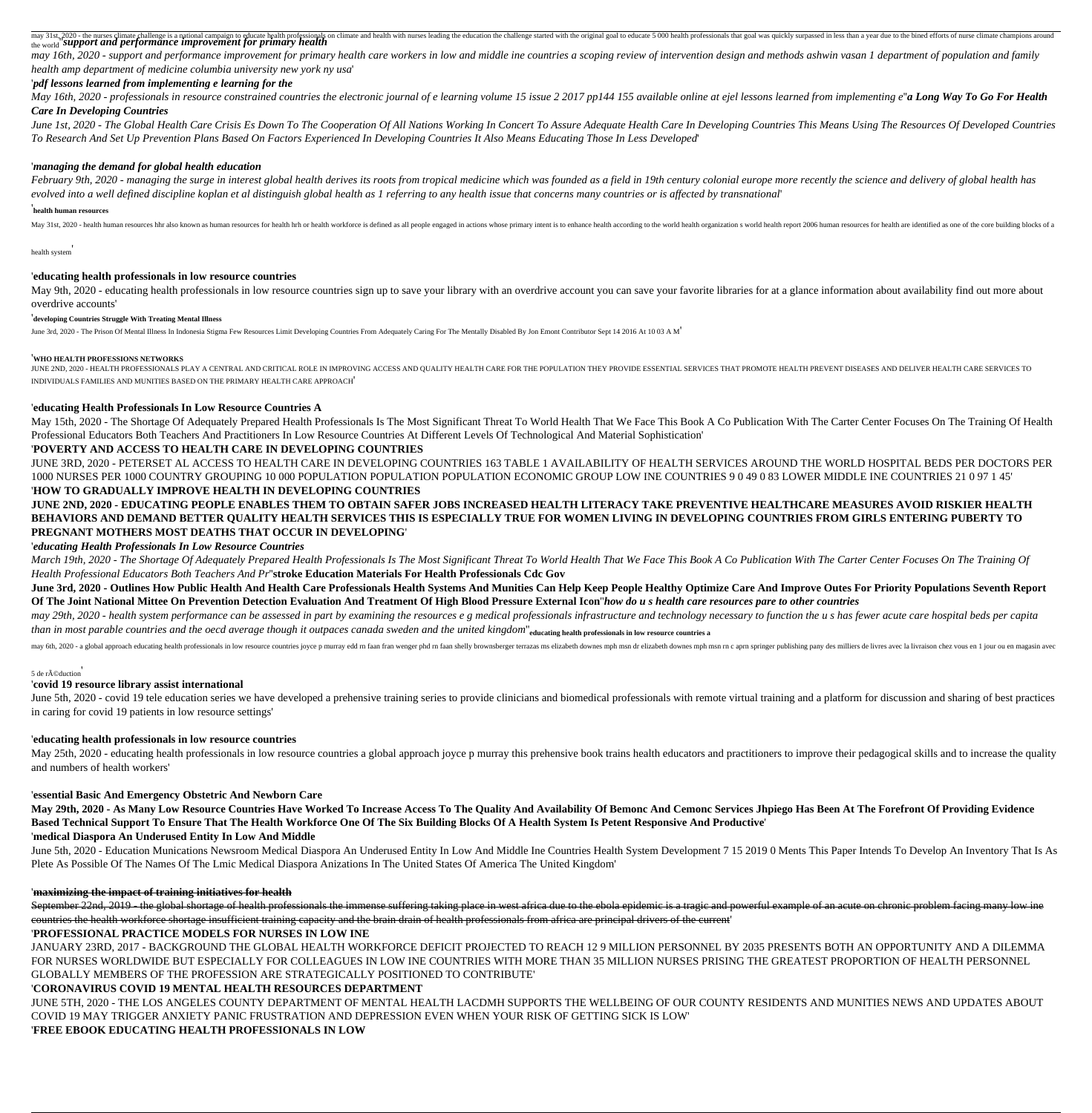may 31st, 2020 - the nurses climate challenge is a national campaign to educate health professionals on climate and health with nurses leading the education the challenge started with the original goal to educate 5 000 health professionals that goal was quickly surpassed in less than a year due to the bined efforts of nurse climate champions around the world'*'support and performance improvement for primary health*

*may 16th, 2020 - support and performance improvement for primary health care workers in low and middle ine countries a scoping review of intervention design and methods ashwin vasan 1 department of population and family health amp department of medicine columbia university new york ny usa*'

'*pdf lessons learned from implementing e learning for the*

*May 16th, 2020 - professionals in resource constrained countries the electronic journal of e learning volume 15 issue 2 2017 pp144 155 available online at ejel lessons learned from implementing e*''***a Long Way To Go For Health Care In Developing Countries***

*June 1st, 2020 - The Global Health Care Crisis Es Down To The Cooperation Of All Nations Working In Concert To Assure Adequate Health Care In Developing Countries This Means Using The Resources Of Developed Countries To Research And Set Up Prevention Plans Based On Factors Experienced In Developing Countries It Also Means Educating Those In Less Developed*'

'*managing the demand for global health education*

*February 9th, 2020 - managing the surge in interest global health derives its roots from tropical medicine which was founded as a field in 19th century colonial europe more recently the science and delivery of global health has evolved into a well defined discipline koplan et al distinguish global health as 1 referring to any health issue that concerns many countries or is affected by transnational*'

'**health human resources**

May 31st, 2020 - health human resources hhr also known as human resources for health hrh or health workforce is defined as all people engaged in actions whose primary intent is to enhance health according to the world health organization s world health report 2006 human resources for health are identified as one of the core building blocks of a health system'

'**educating health professionals in low resource countries**

May 9th, 2020 - educating health professionals in low resource countries sign up to save your library with an overdrive account you can save your favorite libraries for at a glance information about availability find out more about overdrive accounts'

'**developing Countries Struggle With Treating Mental Illness**

June 3rd, 2020 - The Prison Of Mental Illness In Indonesia Stigma Few Resources Limit Developing Countries From Adequately Caring For The Mentally Disabled By Jon Emont Contributor Sept 14 2016 At 10 03 A M'

'**WHO HEALTH PROFESSIONS NETWORKS**

JUNE 2ND, 2020 - HEALTH PROFESSIONALS PLAY A CENTRAL AND CRITICAL ROLE IN IMPROVING ACCESS AND QUALITY HEALTH CARE FOR THE POPULATION THEY PROVIDE ESSENTIAL SERVICES THAT PROMOTE HEALTH PREVENT DISEASES AND DELIVER HEALTH CARE SERVICES TO INDIVIDUALS FAMILIES AND MUNITIES BASED ON THE PRIMARY HEALTH CARE APPROACH'

'**educating Health Professionals In Low Resource Countries A**

May 15th, 2020 - The Shortage Of Adequately Prepared Health Professionals Is The Most Significant Threat To World Health That We Face This Book A Co Publication With The Carter Center Focuses On The Training Of Health Professional Educators Both Teachers And Practitioners In Low Resource Countries At Different Levels Of Technological And Material Sophistication'

'**POVERTY AND ACCESS TO HEALTH CARE IN DEVELOPING COUNTRIES**

JUNE 3RD, 2020 - PETERSET AL ACCESS TO HEALTH CARE IN DEVELOPING COUNTRIES 163 TABLE 1 AVAILABILITY OF HEALTH SERVICES AROUND THE WORLD HOSPITAL BEDS PER DOCTORS PER 1000 NURSES PER 1000 COUNTRY GROUPING 10 000 POPULATION POPULATION POPULATION ECONOMIC GROUP LOW INE COUNTRIES 9 0 49 0 83 LOWER MIDDLE INE COUNTRIES 21 0 97 1 45'

'**HOW TO GRADUALLY IMPROVE HEALTH IN DEVELOPING COUNTRIES**

**JUNE 2ND, 2020 - EDUCATING PEOPLE ENABLES THEM TO OBTAIN SAFER JOBS INCREASED HEALTH LITERACY TAKE PREVENTIVE HEALTHCARE MEASURES AVOID RISKIER HEALTH BEHAVIORS AND DEMAND BETTER QUALITY HEALTH SERVICES THIS IS ESPECIALLY TRUE FOR WOMEN LIVING IN DEVELOPING COUNTRIES FROM GIRLS ENTERING PUBERTY TO PREGNANT MOTHERS MOST DEATHS THAT OCCUR IN DEVELOPING**'

'*educating Health Professionals In Low Resource Countries*

*March 19th, 2020 - The Shortage Of Adequately Prepared Health Professionals Is The Most Significant Threat To World Health That We Face This Book A Co Publication With The Carter Center Focuses On The Training Of Health Professional Educators Both Teachers And Pr*''**stroke Education Materials For Health Professionals Cdc Gov**

**June 3rd, 2020 - Outlines How Public Health And Health Care Professionals Health Systems And Munities Can Help Keep People Healthy Optimize Care And Improve Outes For Priority Populations Seventh Report Of The Joint National Mittee On Prevention Detection Evaluation And Treatment Of High Blood Pressure External Icon**''*how do u s health care resources pare to other countries*

*may 29th, 2020 - health system performance can be assessed in part by examining the resources e g medical professionals infrastructure and technology necessary to function the u s has fewer acute care hospital beds per capita than in most parable countries and the oecd average though it outpaces canada sweden and the united kingdom*''**educating health professionals in low resource countries a**

may 6th, 2020 - a global approach educating health professionals in low resource countries joyce p murray edd rn faan fran wenger phd rn faan shelly brownsberger terrazas ms elizabeth downes mph msn dr elizabeth downes mph msn rn c aprn springer publishing pany des milliers de livres avec la livraison chez vous en 1 jour ou en magasin avec 5 de rÃ©duction'

'**covid 19 resource library assist international**

June 5th, 2020 - covid 19 tele education series we have developed a prehensive training series to provide clinicians and biomedical professionals with remote virtual training and a platform for discussion and sharing of best practices in caring for covid 19 patients in low resource settings'

'**educating health professionals in low resource countries**

May 25th, 2020 - educating health professionals in low resource countries a global approach joyce p murray this prehensive book trains health educators and practitioners to improve their pedagogical skills and to increase the quality and numbers of health workers'

'**essential Basic And Emergency Obstetric And Newborn Care**

**May 29th, 2020 - As Many Low Resource Countries Have Worked To Increase Access To The Quality And Availability Of Bemonc And Cemonc Services Jhpiego Has Been At The Forefront Of Providing Evidence Based Technical Support To Ensure That The Health Workforce One Of The Six Building Blocks Of A Health System Is Petent Responsive And Productive**'

'**medical Diaspora An Underused Entity In Low And Middle**

June 5th, 2020 - Education Munications Newsroom Medical Diaspora An Underused Entity In Low And Middle Ine Countries Health System Development 7 15 2019 0 Ments This Paper Intends To Develop An Inventory That Is As Plete As Possible Of The Names Of The Lmic Medical Diaspora Anizations In The United States Of America The United Kingdom'

'**maximizing the impact of training initiatives for health**

September 22nd, 2019 - the global shortage of health professionals the immense suffering taking place in west africa due to the ebola epidemic is a tragic and powerful example of an acute on chronic problem facing many low ine countries the health workforce shortage insufficient training capacity and the brain drain of health professionals from africa are principal drivers of the current'

'**PROFESSIONAL PRACTICE MODELS FOR NURSES IN LOW INE**

JANUARY 23RD, 2017 - BACKGROUND THE GLOBAL HEALTH WORKFORCE DEFICIT PROJECTED TO REACH 12 9 MILLION PERSONNEL BY 2035 PRESENTS BOTH AN OPPORTUNITY AND A DILEMMA FOR NURSES WORLDWIDE BUT ESPECIALLY FOR COLLEAGUES IN LOW INE COUNTRIES WITH MORE THAN 35 MILLION NURSES PRISING THE GREATEST PROPORTION OF HEALTH PERSONNEL GLOBALLY MEMBERS OF THE PROFESSION ARE STRATEGICALLY POSITIONED TO CONTRIBUTE'

'**CORONAVIRUS COVID 19 MENTAL HEALTH RESOURCES DEPARTMENT**

JUNE 5TH, 2020 - THE LOS ANGELES COUNTY DEPARTMENT OF MENTAL HEALTH LACDMH SUPPORTS THE WELLBEING OF OUR COUNTY RESIDENTS AND MUNITIES NEWS AND UPDATES ABOUT COVID 19 MAY TRIGGER ANXIETY PANIC FRUSTRATION AND DEPRESSION EVEN WHEN YOUR RISK OF GETTING SICK IS LOW'

'**FREE EBOOK EDUCATING HEALTH PROFESSIONALS IN LOW**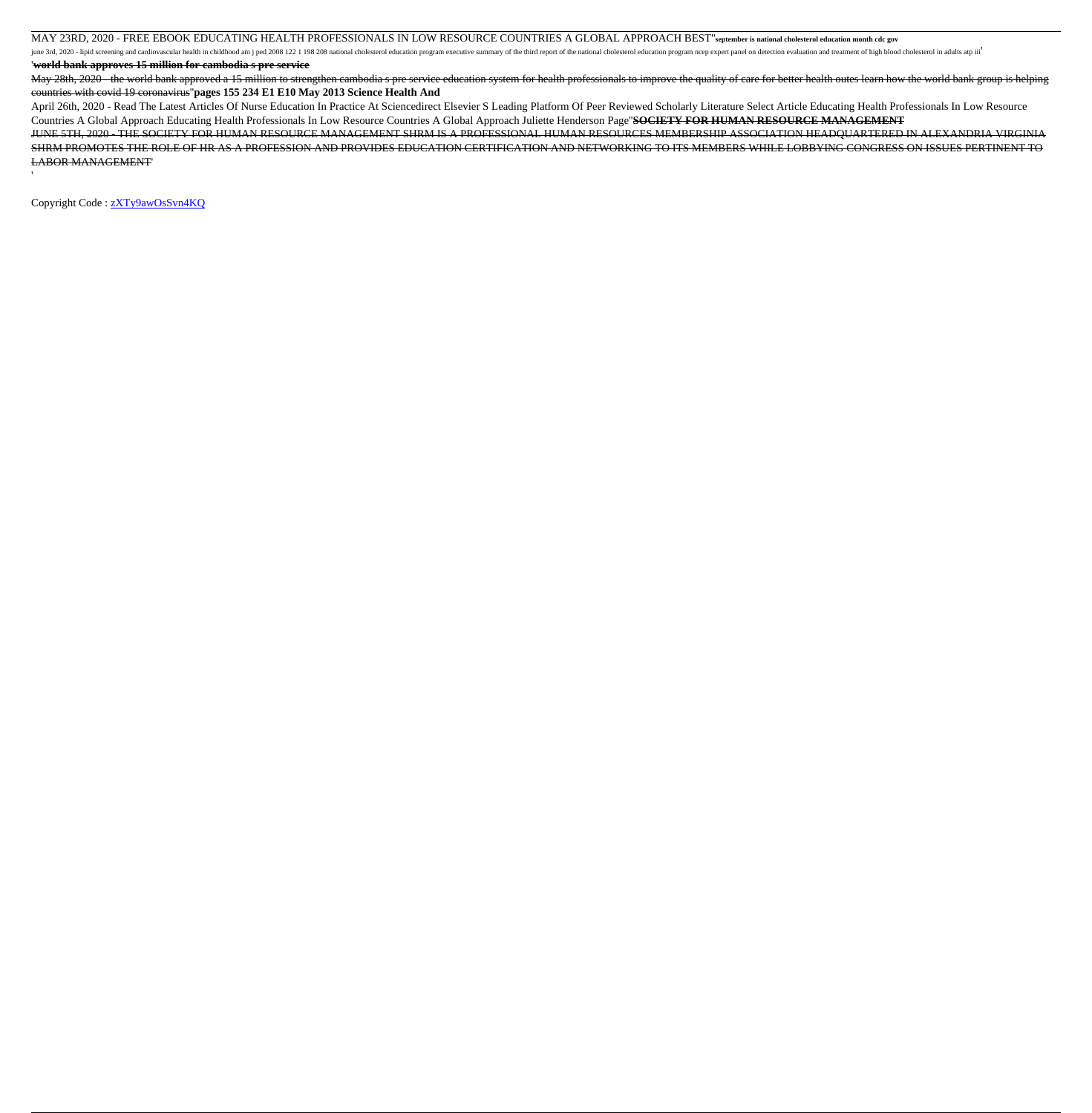MAY 23RD, 2020 - FREE EBOOK EDUCATING HEALTH PROFESSIONALS IN LOW RESOURCE COUNTRIES A GLOBAL APPROACH BEST''**september is national cholesterol education month cdc gov**

june 3rd, 2020 - lipid screening and cardiovascular health in childhood am j ped 2008 122 1 198 208 national cholesterol education program executive summary of the third report of the national cholesterol education program ncep expert panel on detection evaluation and treatment of high blood cholesterol in adults atp iii'

'**world bank approves 15 million for cambodia s pre service**

May 28th, 2020 - the world bank approved a 15 million to strengthen cambodia s pre service education system for health professionals to improve the quality of care for better health outes learn how the world bank group is helping countries with covid 19 coronavirus''**pages 155 234 E1 E10 May 2013 Science Health And**

April 26th, 2020 - Read The Latest Articles Of Nurse Education In Practice At Sciencedirect Elsevier S Leading Platform Of Peer Reviewed Scholarly Literature Select Article Educating Health Professionals In Low Resource Countries A Global Approach Educating Health Professionals In Low Resource Countries A Global Approach Juliette Henderson Page''**SOCIETY FOR HUMAN RESOURCE MANAGEMENT**

JUNE 5TH, 2020 - THE SOCIETY FOR HUMAN RESOURCE MANAGEMENT SHRM IS A PROFESSIONAL HUMAN RESOURCES MEMBERSHIP ASSOCIATION HEADQUARTERED IN ALEXANDRIA VIRGINIA SHRM PROMOTES THE ROLE OF HR AS A PROFESSION AND PROVIDES EDUCATION CERTIFICATION AND NETWORKING TO ITS MEMBERS WHILE LOBBYING CONGRESS ON ISSUES PERTINENT TO LABOR MANAGEMENT'

'

Copyright Code : zXTy9awOsSvn4KQ